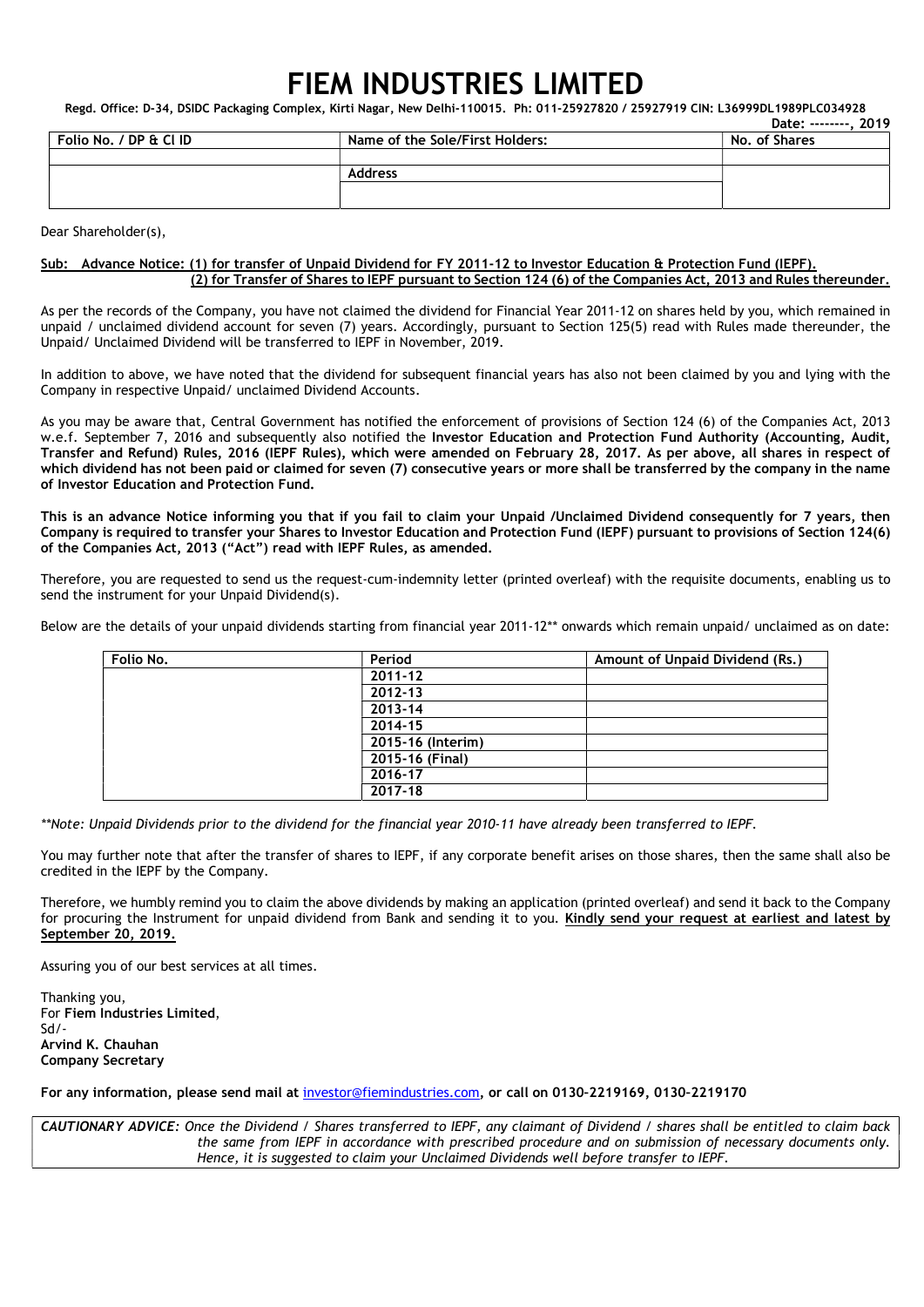# FIEM INDUSTRIES LIMITED

**Regd. Office: D-34, DSIDC Packaging Complex, Kirti Nagar, New Delhi-110015. Ph: 011-25927820 / 25927919 CIN: L36999DL1989PLC034928**

**Date: --------, 2019**

| Folio No. / DP & Cl ID | Name of the Sole/First Holders: | No. of Shares |
|---|---|---|
| | | |
| | Address | |
| | | |

Dear Shareholder(s),

**Sub: Advance Notice: (1) for transfer of Unpaid Dividend for FY 2011-12 to Investor Education & Protection Fund (IEPF). (2) for Transfer of Shares to IEPF pursuant to Section 124 (6) of the Companies Act, 2013 and Rules thereunder.**

As per the records of the Company, you have not claimed the dividend for Financial Year 2011-12 on shares held by you, which remained in unpaid / unclaimed dividend account for seven (7) years. Accordingly, pursuant to Section 125(5) read with Rules made thereunder, the Unpaid/ Unclaimed Dividend will be transferred to IEPF in November, 2019.

In addition to above, we have noted that the dividend for subsequent financial years has also not been claimed by you and lying with the Company in respective Unpaid/ unclaimed Dividend Accounts.

As you may be aware that, Central Government has notified the enforcement of provisions of Section 124 (6) of the Companies Act, 2013 w.e.f. September 7, 2016 and subsequently also notified the **Investor Education and Protection Fund Authority (Accounting, Audit, Transfer and Refund) Rules, 2016 (IEPF Rules), which were amended on February 28, 2017. As per above, all shares in respect of which dividend has not been paid or claimed for seven (7) consecutive years or more shall be transferred by the company in the name of Investor Education and Protection Fund.**

**This is an advance Notice informing you that if you fail to claim your Unpaid /Unclaimed Dividend consequently for 7 years, then Company is required to transfer your Shares to Investor Education and Protection Fund (IEPF) pursuant to provisions of Section 124(6) of the Companies Act, 2013 ("Act") read with IEPF Rules, as amended.**

Therefore, you are requested to send us the request-cum-indemnity letter (printed overleaf) with the requisite documents, enabling us to send the instrument for your Unpaid Dividend(s).

Below are the details of your unpaid dividends starting from financial year 2011-12** onwards which remain unpaid/ unclaimed as on date:

| Folio No. | Period | Amount of Unpaid Dividend (Rs.) |
|---|---|---|
| | 2011-12 | |
| | 2012-13 | |
| | 2013-14 | |
| | 2014-15 | |
| | 2015-16 (Interim) | |
| | 2015-16 (Final) | |
| | 2016-17 | |
| | 2017-18 | |

*\*\*Note: Unpaid Dividends prior to the dividend for the financial year 2010-11 have already been transferred to IEPF.*

You may further note that after the transfer of shares to IEPF, if any corporate benefit arises on those shares, then the same shall also be credited in the IEPF by the Company.

Therefore, we humbly remind you to claim the above dividends by making an application (printed overleaf) and send it back to the Company for procuring the Instrument for unpaid dividend from Bank and sending it to you. **Kindly send your request at earliest and latest by September 20, 2019.**

Assuring you of our best services at all times.

Thanking you,
For **Fiem Industries Limited**,
Sd/-
**Arvind K. Chauhan**
**Company Secretary**

**For any information, please send mail at investor@fiemindustries.com, or call on 0130-2219169, 0130-2219170**

***CAUTIONARY ADVICE:*** *Once the Dividend / Shares transferred to IEPF, any claimant of Dividend / shares shall be entitled to claim back the same from IEPF in accordance with prescribed procedure and on submission of necessary documents only. Hence, it is suggested to claim your Unclaimed Dividends well before transfer to IEPF.*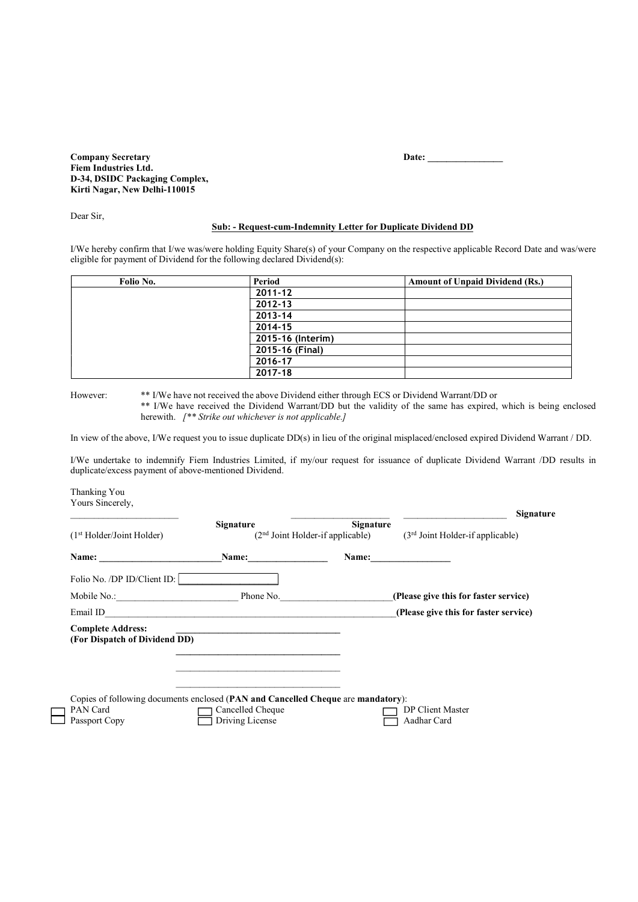**Company Secretary**
**Fiem Industries Ltd.**
**D-34, DSIDC Packaging Complex,**
**Kirti Nagar, New Delhi-110015**

**Date: ________________**

Dear Sir,

**Sub: - Request-cum-Indemnity Letter for Duplicate Dividend DD**

I/We hereby confirm that I/we was/were holding Equity Share(s) of your Company on the respective applicable Record Date and was/were eligible for payment of Dividend for the following declared Dividend(s):

| Folio No. | Period | Amount of Unpaid Dividend (Rs.) |
|---|---|---|
| | 2011-12 | |
| | 2012-13 | |
| | 2013-14 | |
| | 2014-15 | |
| | 2015-16 (Interim) | |
| | 2015-16 (Final) | |
| | 2016-17 | |
| | 2017-18 | |

However: ** I/We have not received the above Dividend either through ECS or Dividend Warrant/DD or
** I/We have received the Dividend Warrant/DD but the validity of the same has expired, which is being enclosed herewith. *[** Strike out whichever is not applicable.]*

In view of the above, I/We request you to issue duplicate DD(s) in lieu of the original misplaced/enclosed expired Dividend Warrant / DD.

I/We undertake to indemnify Fiem Industries Limited, if my/our request for issuance of duplicate Dividend Warrant /DD results in duplicate/excess payment of above-mentioned Dividend.

Thanking You
Yours Sincerely,

| | | |
|---|---|---|
| _______________________ **Signature** | _____________________ **Signature** | ______________________ **Signature** |
| (1st Holder/Joint Holder) | (2nd Joint Holder-if applicable) | (3rd Joint Holder-if applicable) |
| **Name:** __________________________ | **Name:** _________________ | **Name:** _________________ |

Folio No. /DP ID/Client ID: ____________________

Mobile No.:__________________________ Phone No.________________________**(Please give this for faster service)**

Email ID_________________________________________________________________**(Please give this for faster service)**

**Complete Address:**
**(For Dispatch of Dividend DD)** ___________________________________

___________________________________

___________________________________

___________________________________

Copies of following documents enclosed (**PAN and Cancelled Cheque** are **mandatory**):

- ☐ PAN Card
- ☐ Cancelled Cheque
- ☐ DP Client Master
- ☐ Passport Copy
- ☐ Driving License
- ☐ Aadhar Card